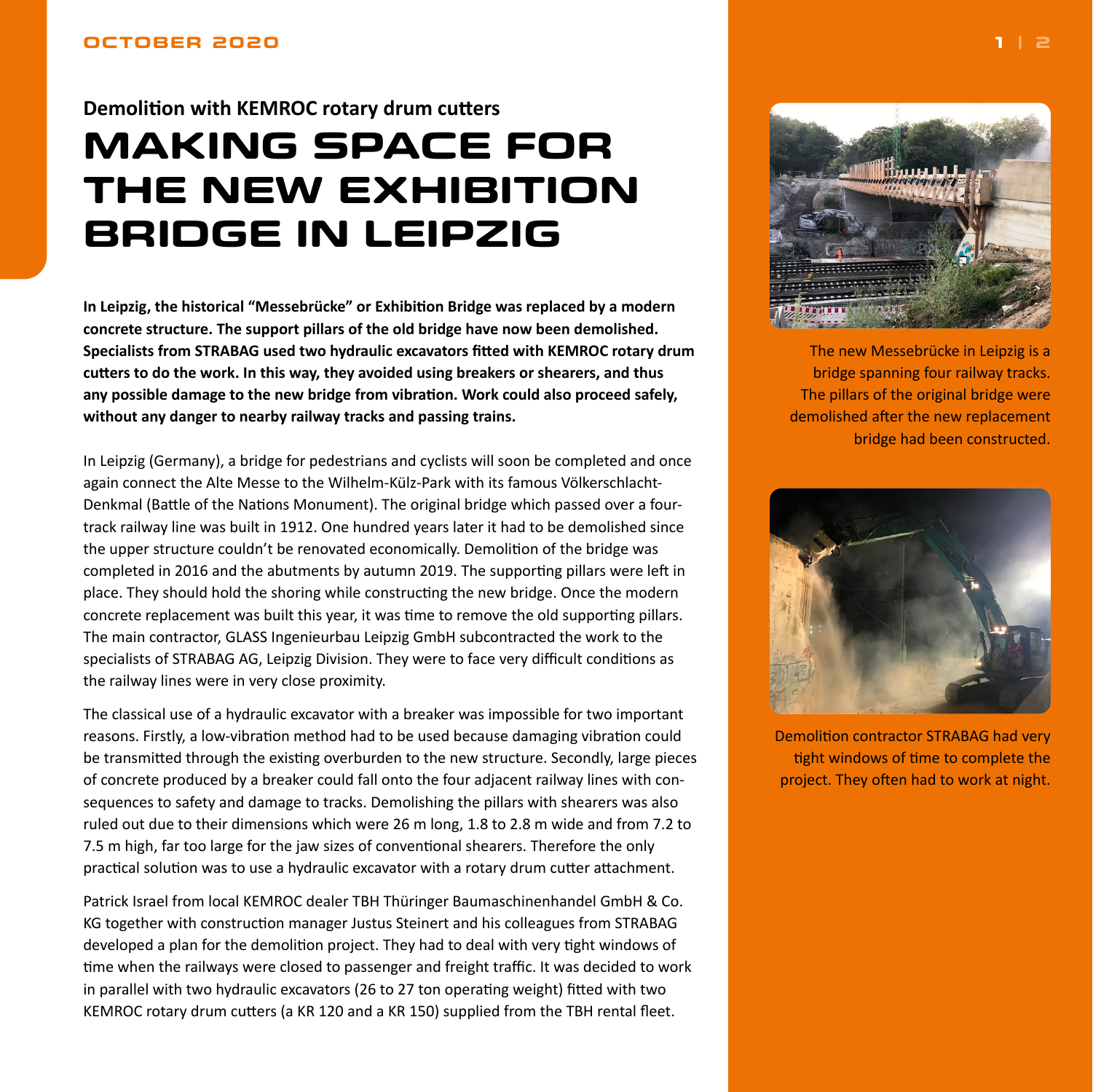Demolition with KEMROC rotary drum cutters

# MAKING SPACE FOR THE NEW EXHIBITION BRIDGE IN LEIPZIG

**In Leipzig, the historical "Messebrücke" or Exhibition Bridge was replaced by a modern concrete structure. The support pillars of the old bridge have now been demolished. Specialists from STRABAG used two hydraulic excavators fitted with KEMROC rotary drum cutters to do the work. In this way, they avoided using breakers or shearers, and thus any possible damage to the new bridge from vibration. Work could also proceed safely, without any danger to nearby railway tracks and passing trains.**

In Leipzig (Germany), a bridge for pedestrians and cyclists will soon be completed and once again connect the Alte Messe to the Wilhelm-Külz-Park with its famous Völkerschlacht-Denkmal (Battle of the Nations Monument). The original bridge which passed over a four-track railway line was built in 1912. One hundred years later it had to be demolished since the upper structure couldn't be renovated economically. Demolition of the bridge was completed in 2016 and the abutments by autumn 2019. The supporting pillars were left in place. They should hold the shoring while constructing the new bridge. Once the modern concrete replacement was built this year, it was time to remove the old supporting pillars. The main contractor, GLASS Ingenieurbau Leipzig GmbH subcontracted the work to the specialists of STRABAG AG, Leipzig Division. They were to face very difficult conditions as the railway lines were in very close proximity.

The classical use of a hydraulic excavator with a breaker was impossible for two important reasons. Firstly, a low-vibration method had to be used because damaging vibration could be transmitted through the existing overburden to the new structure. Secondly, large pieces of concrete produced by a breaker could fall onto the four adjacent railway lines with consequences to safety and damage to tracks. Demolishing the pillars with shearers was also ruled out due to their dimensions which were 26 m long, 1.8 to 2.8 m wide and from 7.2 to 7.5 m high, far too large for the jaw sizes of conventional shearers. Therefore the only practical solution was to use a hydraulic excavator with a rotary drum cutter attachment.

Patrick Israel from local KEMROC dealer TBH Thüringer Baumaschinenhandel GmbH & Co. KG together with construction manager Justus Steinert and his colleagues from STRABAG developed a plan for the demolition project. They had to deal with very tight windows of time when the railways were closed to passenger and freight traffic. It was decided to work in parallel with two hydraulic excavators (26 to 27 ton operating weight) fitted with two KEMROC rotary drum cutters (a KR 120 and a KR 150) supplied from the TBH rental fleet.

The new Messebrücke in Leipzig is a bridge spanning four railway tracks. The pillars of the original bridge were demolished after the new replacement bridge had been constructed.

Demolition contractor STRABAG had very tight windows of time to complete the project. They often had to work at night.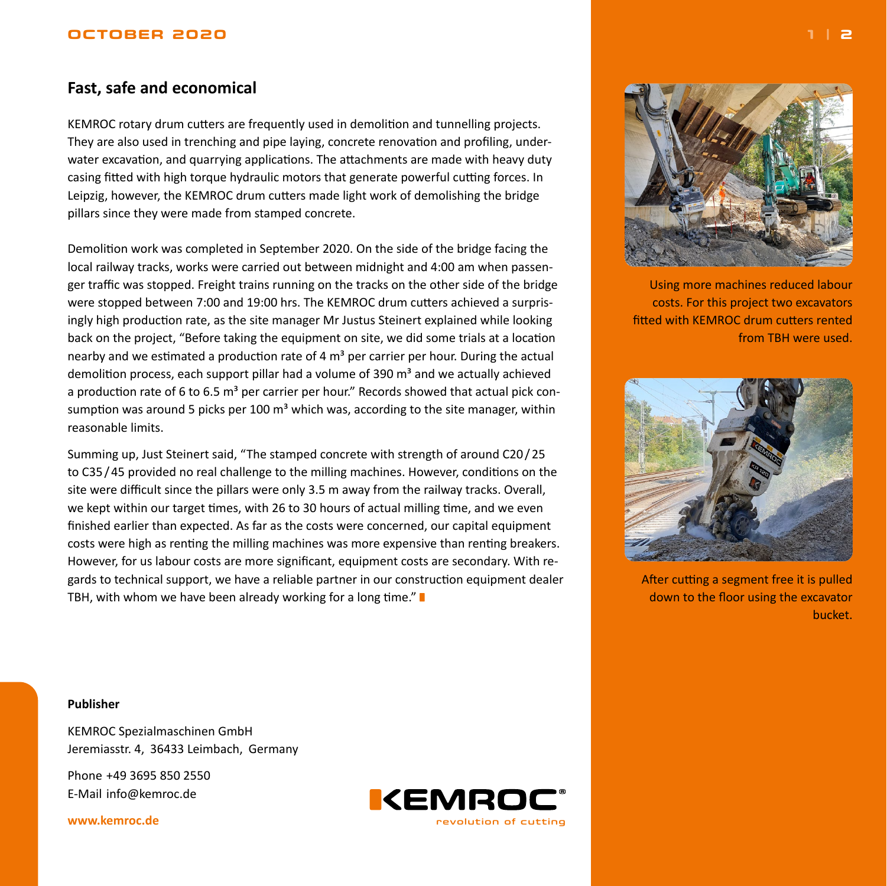## Fast, safe and economical

KEMROC rotary drum cutters are frequently used in demolition and tunnelling projects. They are also used in trenching and pipe laying, concrete renovation and profiling, underwater excavation, and quarrying applications. The attachments are made with heavy duty casing fitted with high torque hydraulic motors that generate powerful cutting forces. In Leipzig, however, the KEMROC drum cutters made light work of demolishing the bridge pillars since they were made from stamped concrete.

Demolition work was completed in September 2020. On the side of the bridge facing the local railway tracks, works were carried out between midnight and 4:00 am when passenger traffic was stopped. Freight trains running on the tracks on the other side of the bridge were stopped between 7:00 and 19:00 hrs. The KEMROC drum cutters achieved a surprisingly high production rate, as the site manager Mr Justus Steinert explained while looking back on the project, "Before taking the equipment on site, we did some trials at a location nearby and we estimated a production rate of 4 $m^3$ per carrier per hour. During the actual demolition process, each support pillar had a volume of 390 $m^3$ and we actually achieved a production rate of 6 to 6.5 $m^3$ per carrier per hour." Records showed that actual pick consumption was around 5 picks per 100 $m^3$ which was, according to the site manager, within reasonable limits.

Summing up, Just Steinert said, "The stamped concrete with strength of around C20 / 25 to C35 / 45 provided no real challenge to the milling machines. However, conditions on the site were difficult since the pillars were only 3.5 m away from the railway tracks. Overall, we kept within our target times, with 26 to 30 hours of actual milling time, and we even finished earlier than expected. As far as the costs were concerned, our capital equipment costs were high as renting the milling machines was more expensive than renting breakers. However, for us labour costs are more significant, equipment costs are secondary. With regards to technical support, we have a reliable partner in our construction equipment dealer TBH, with whom we have been already working for a long time."

Using more machines reduced labour costs. For this project two excavators fitted with KEMROC drum cutters rented from TBH were used.

After cutting a segment free it is pulled down to the floor using the excavator bucket.

**Publisher**

KEMROC Spezialmaschinen GmbH
Jeremiasstr. 4, 36433 Leimbach, Germany

Phone +49 3695 850 2550
E-Mail info@kemroc.de

**www.kemroc.de**

KEMROC®
revolution of cutting